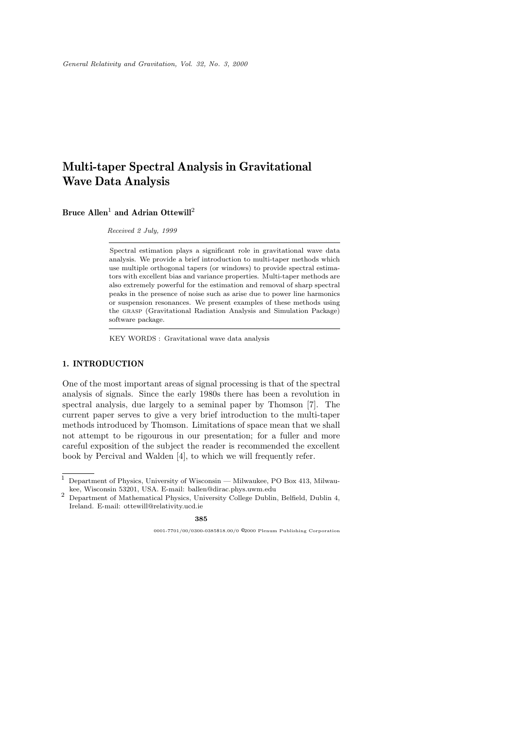# Multi-taper Spectral Analysis in Gravitational Wave Data Analysis

**Bruce Allen**[1] **and Adrian Ottewill**[2]

*Received 2 July, 1999*

---

Spectral estimation plays a significant role in gravitational wave data analysis. We provide a brief introduction to multi-taper methods which use multiple orthogonal tapers (or windows) to provide spectral estimators with excellent bias and variance properties. Multi-taper methods are also extremely powerful for the estimation and removal of sharp spectral peaks in the presence of noise such as arise due to power line harmonics or suspension resonances. We present examples of these methods using the GRASP (Gravitational Radiation Analysis and Simulation Package) software package.

---

KEY WORDS : Gravitational wave data analysis

## 1. INTRODUCTION

One of the most important areas of signal processing is that of the spectral analysis of signals. Since the early 1980s there has been a revolution in spectral analysis, due largely to a seminal paper by Thomson [7]. The current paper serves to give a very brief introduction to the multi-taper methods introduced by Thomson. Limitations of space mean that we shall not attempt to be rigourous in our presentation; for a fuller and more careful exposition of the subject the reader is recommended the excellent book by Percival and Walden [4], to which we will frequently refer.

---

[1] Department of Physics, University of Wisconsin — Milwaukee, PO Box 413, Milwaukee, Wisconsin 53201, USA. E-mail: ballen@dirac.phys.uwm.edu

[2] Department of Mathematical Physics, University College Dublin, Belfield, Dublin 4, Ireland. E-mail: ottewill@relativity.ucd.ie

0001-7701/00/0300-0385$18.00/0 ©2000 Plenum Publishing Corporation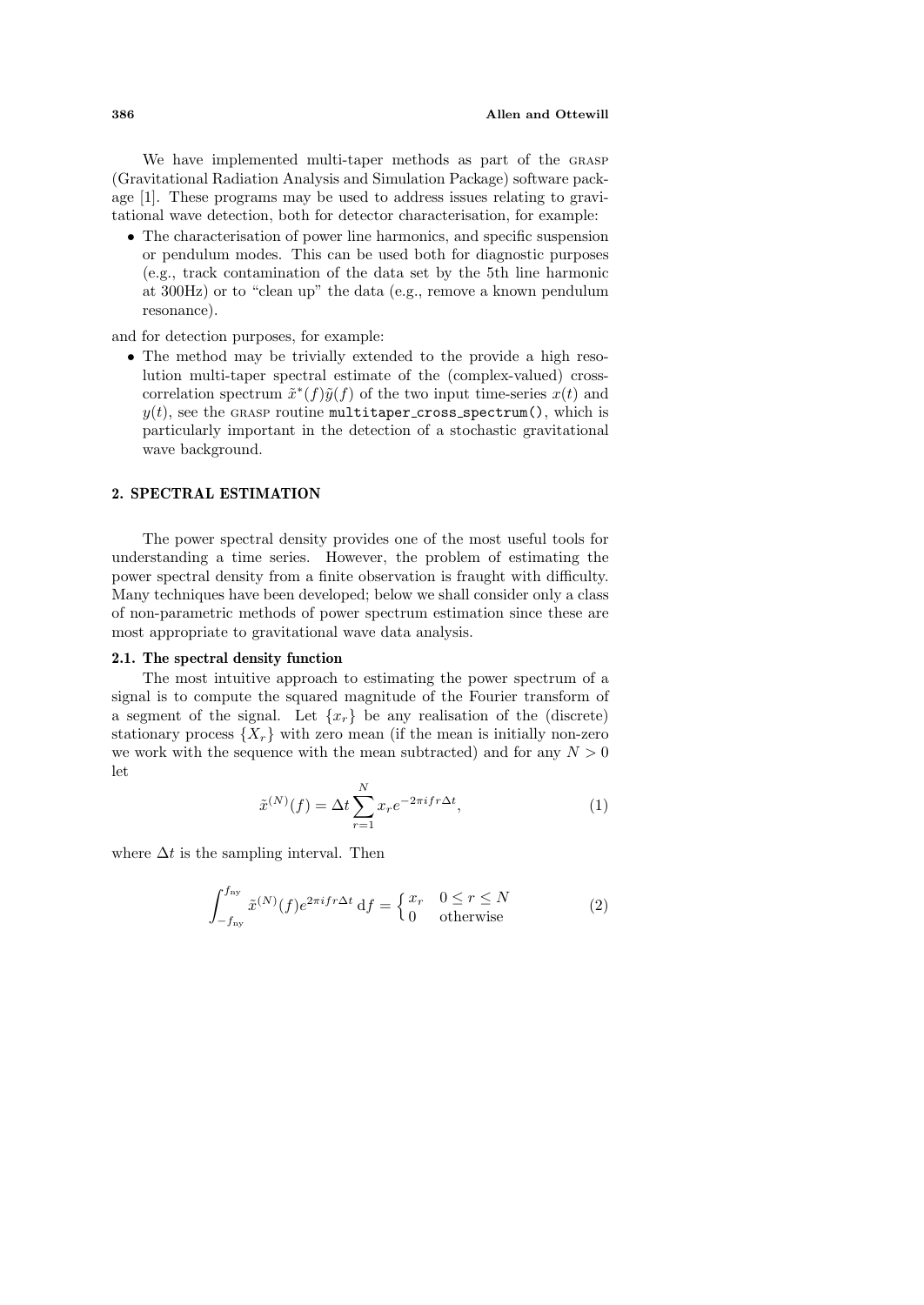We have implemented multi-taper methods as part of the GRASP (Gravitational Radiation Analysis and Simulation Package) software package [1]. These programs may be used to address issues relating to gravitational wave detection, both for detector characterisation, for example:

- The characterisation of power line harmonics, and specific suspension or pendulum modes. This can be used both for diagnostic purposes (e.g., track contamination of the data set by the 5th line harmonic at 300Hz) or to "clean up" the data (e.g., remove a known pendulum resonance).

and for detection purposes, for example:

- The method may be trivially extended to the provide a high resolution multi-taper spectral estimate of the (complex-valued) cross-correlation spectrum $\tilde{x}^*(f)\tilde{y}(f)$ of the two input time-series $x(t)$ and $y(t)$, see the GRASP routine `multitaper_cross_spectrum()`, which is particularly important in the detection of a stochastic gravitational wave background.

## 2. SPECTRAL ESTIMATION

The power spectral density provides one of the most useful tools for understanding a time series. However, the problem of estimating the power spectral density from a finite observation is fraught with difficulty. Many techniques have been developed; below we shall consider only a class of non-parametric methods of power spectrum estimation since these are most appropriate to gravitational wave data analysis.

### 2.1. The spectral density function

The most intuitive approach to estimating the power spectrum of a signal is to compute the squared magnitude of the Fourier transform of a segment of the signal. Let $\{x_r\}$ be any realisation of the (discrete) stationary process $\{X_r\}$ with zero mean (if the mean is initially non-zero we work with the sequence with the mean subtracted) and for any $N > 0$ let

$$\tilde{x}^{(N)}(f) = \Delta t \sum_{r=1}^{N} x_r e^{-2\pi i f r \Delta t}, \tag{1}$$

where $\Delta t$ is the sampling interval. Then

$$\int_{-f_{\rm ny}}^{f_{\rm ny}} \tilde{x}^{(N)}(f) e^{2\pi i f r \Delta t} \, \mathrm{d}f = \begin{cases} x_r & 0 \le r \le N \\ 0 & \text{otherwise} \end{cases} \tag{2}$$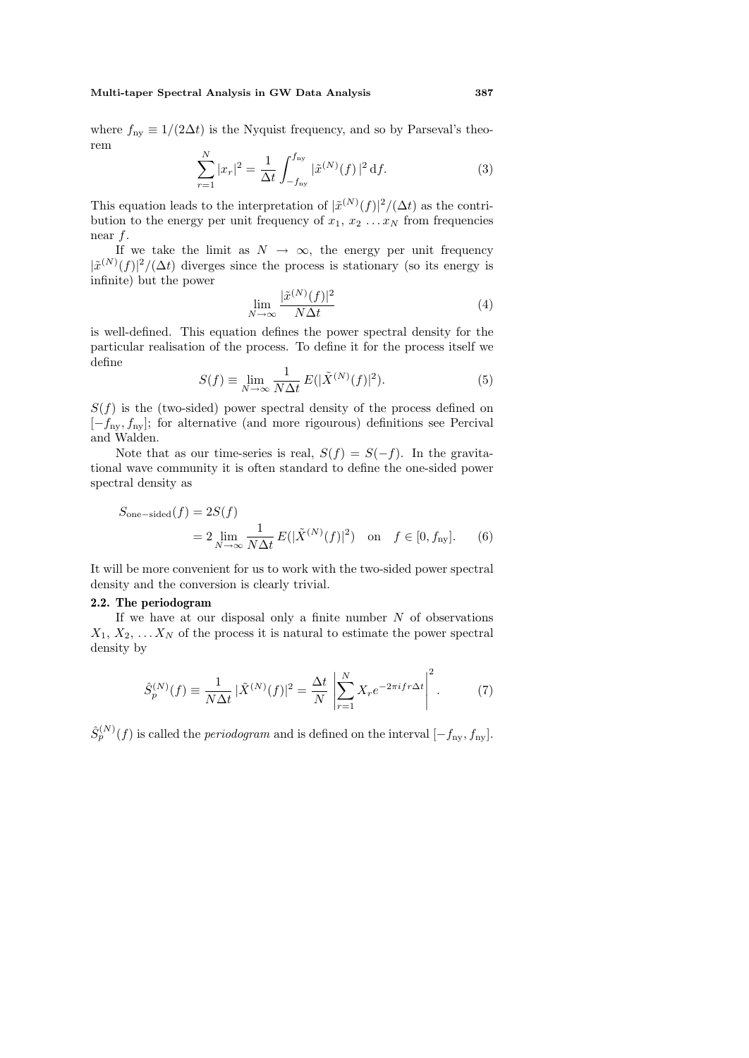where $f_{\rm ny} \equiv 1/(2\Delta t)$ is the Nyquist frequency, and so by Parseval's theorem

$$\sum_{r=1}^{N} |x_r|^2 = \frac{1}{\Delta t} \int_{-f_{\rm ny}}^{f_{\rm ny}} |\tilde{x}^{(N)}(f)|^2 \, {\rm d}f. \tag{3}$$

This equation leads to the interpretation of $|\tilde{x}^{(N)}(f)|^2/(\Delta t)$ as the contribution to the energy per unit frequency of $x_1, x_2 \ldots x_N$ from frequencies near $f$.

If we take the limit as $N \to \infty$, the energy per unit frequency $|\tilde{x}^{(N)}(f)|^2/(\Delta t)$ diverges since the process is stationary (so its energy is infinite) but the power

$$\lim_{N\to\infty} \frac{|\tilde{x}^{(N)}(f)|^2}{N\Delta t} \tag{4}$$

is well-defined. This equation defines the power spectral density for the particular realisation of the process. To define it for the process itself we define

$$S(f) \equiv \lim_{N\to\infty} \frac{1}{N\Delta t} \, E(|\tilde{X}^{(N)}(f)|^2). \tag{5}$$

$S(f)$ is the (two-sided) power spectral density of the process defined on $[-f_{\rm ny}, f_{\rm ny}]$; for alternative (and more rigourous) definitions see Percival and Walden.

Note that as our time-series is real, $S(f) = S(-f)$. In the gravitational wave community it is often standard to define the one-sided power spectral density as

$$\begin{aligned} S_{\rm one-sided}(f) &= 2S(f) \\ &= 2 \lim_{N\to\infty} \frac{1}{N\Delta t} \, E(|\tilde{X}^{(N)}(f)|^2) \quad \text{on} \quad f \in [0, f_{\rm ny}]. \end{aligned} \tag{6}$$

It will be more convenient for us to work with the two-sided power spectral density and the conversion is clearly trivial.

### 2.2. The periodogram

If we have at our disposal only a finite number $N$ of observations $X_1, X_2, \ldots X_N$ of the process it is natural to estimate the power spectral density by

$$\hat{S}_p^{(N)}(f) \equiv \frac{1}{N\Delta t} \, |\tilde{X}^{(N)}(f)|^2 = \frac{\Delta t}{N} \left| \sum_{r=1}^{N} X_r e^{-2\pi i f r \Delta t} \right|^2. \tag{7}$$

$\hat{S}_p^{(N)}(f)$ is called the *periodogram* and is defined on the interval $[-f_{\rm ny}, f_{\rm ny}]$.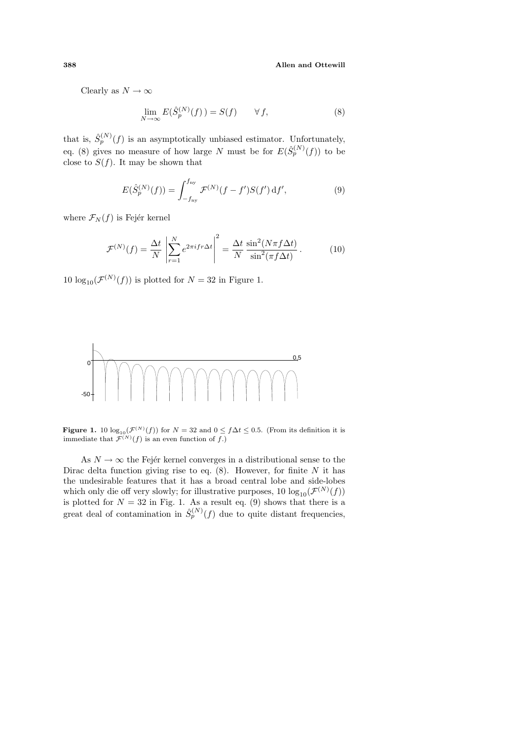Clearly as $N \to \infty$

$$\lim_{N\to\infty} E(\hat{S}_p^{(N)}(f)) = S(f) \qquad \forall f, \tag{8}$$

that is, $\hat{S}_p^{(N)}(f)$ is an asymptotically unbiased estimator. Unfortunately, eq. (8) gives no measure of how large $N$ must be for $E(\hat{S}_p^{(N)}(f))$ to be close to $S(f)$. It may be shown that

$$E(\hat{S}_p^{(N)}(f)) = \int_{-f_{\rm ny}}^{f_{\rm ny}} \mathcal{F}^{(N)}(f-f')S(f')\,{\rm d}f', \tag{9}$$

where $\mathcal{F}_N(f)$ is Fejér kernel

$$\mathcal{F}^{(N)}(f) = \frac{\Delta t}{N}\left|\sum_{r=1}^{N} e^{2\pi i f r \Delta t}\right|^2 = \frac{\Delta t}{N}\,\frac{\sin^2(N\pi f \Delta t)}{\sin^2(\pi f \Delta t)}\,. \tag{10}$$

$10\,\log_{10}(\mathcal{F}^{(N)}(f))$ is plotted for $N = 32$ in Figure 1.

**Figure 1.** $10\,\log_{10}(\mathcal{F}^{(N)}(f))$ for $N = 32$ and $0 \le f\Delta t \le 0.5$. (From its definition it is immediate that $\mathcal{F}^{(N)}(f)$ is an even function of $f$.)

As $N \to \infty$ the Fejér kernel converges in a distributional sense to the Dirac delta function giving rise to eq. (8). However, for finite $N$ it has the undesirable features that it has a broad central lobe and side-lobes which only die off very slowly; for illustrative purposes, $10\,\log_{10}(\mathcal{F}^{(N)}(f))$ is plotted for $N = 32$ in Fig. 1. As a result eq. (9) shows that there is a great deal of contamination in $\hat{S}_p^{(N)}(f)$ due to quite distant frequencies,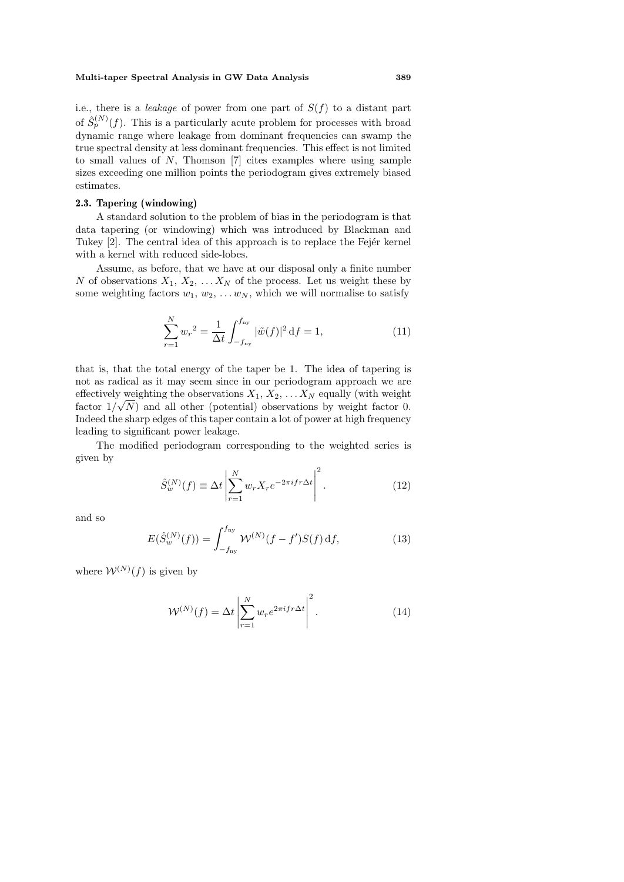i.e., there is a *leakage* of power from one part of $S(f)$ to a distant part of $\hat{S}_p^{(N)}(f)$. This is a particularly acute problem for processes with broad dynamic range where leakage from dominant frequencies can swamp the true spectral density at less dominant frequencies. This effect is not limited to small values of $N$, Thomson [7] cites examples where using sample sizes exceeding one million points the periodogram gives extremely biased estimates.

### 2.3. Tapering (windowing)

A standard solution to the problem of bias in the periodogram is that data tapering (or windowing) which was introduced by Blackman and Tukey [2]. The central idea of this approach is to replace the Fejér kernel with a kernel with reduced side-lobes.

Assume, as before, that we have at our disposal only a finite number $N$ of observations $X_1, X_2, \ldots X_N$ of the process. Let us weight these by some weighting factors $w_1, w_2, \ldots w_N$, which we will normalise to satisfy

$$\sum_{r=1}^{N} {w_r}^2 = \frac{1}{\Delta t} \int_{-f_{\rm ny}}^{f_{\rm ny}} |\tilde{w}(f)|^2 \,{\rm d}f = 1, \tag{11}$$

that is, that the total energy of the taper be 1. The idea of tapering is not as radical as it may seem since in our periodogram approach we are effectively weighting the observations $X_1, X_2, \ldots X_N$ equally (with weight factor $1/\sqrt{N}$) and all other (potential) observations by weight factor 0. Indeed the sharp edges of this taper contain a lot of power at high frequency leading to significant power leakage.

The modified periodogram corresponding to the weighted series is given by

$$\hat{S}_w^{(N)}(f) \equiv \Delta t \left| \sum_{r=1}^{N} w_r X_r e^{-2\pi i f r \Delta t} \right|^2 . \tag{12}$$

and so

$$E(\hat{S}_w^{(N)}(f)) = \int_{-f_{\rm ny}}^{f_{\rm ny}} \mathcal{W}^{(N)}(f - f') S(f) \,{\rm d}f, \tag{13}$$

where $\mathcal{W}^{(N)}(f)$ is given by

$$\mathcal{W}^{(N)}(f) = \Delta t \left| \sum_{r=1}^{N} w_r e^{2\pi i f r \Delta t} \right|^2 . \tag{14}$$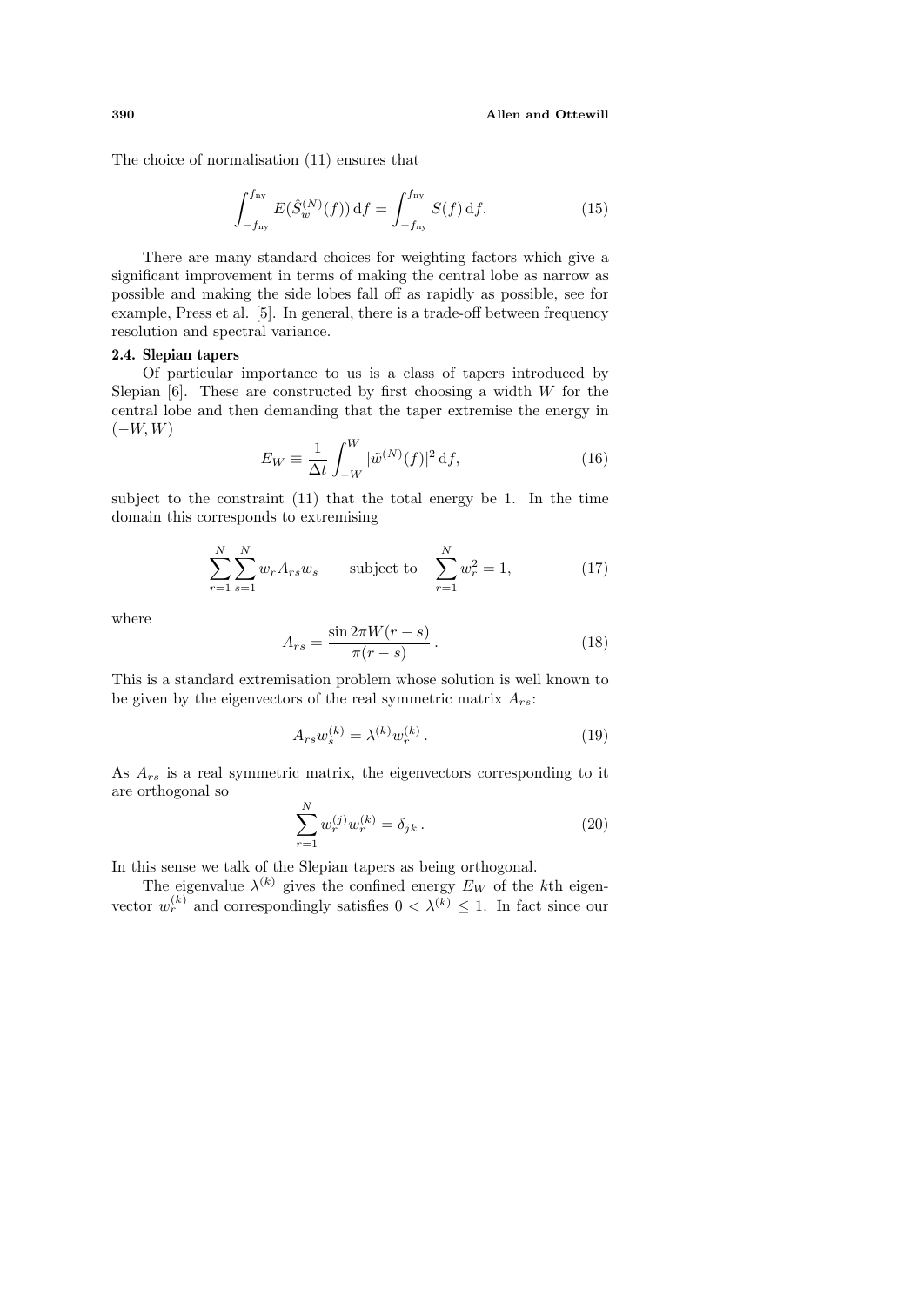The choice of normalisation (11) ensures that

$$\int_{-f_{\rm ny}}^{f_{\rm ny}} E(\hat{S}_w^{(N)}(f))\,{\rm d}f = \int_{-f_{\rm ny}}^{f_{\rm ny}} S(f)\,{\rm d}f. \tag{15}$$

There are many standard choices for weighting factors which give a significant improvement in terms of making the central lobe as narrow as possible and making the side lobes fall off as rapidly as possible, see for example, Press et al. [5]. In general, there is a trade-off between frequency resolution and spectral variance.

### 2.4. Slepian tapers

Of particular importance to us is a class of tapers introduced by Slepian [6]. These are constructed by first choosing a width $W$ for the central lobe and then demanding that the taper extremise the energy in $(-W, W)$

$$E_W \equiv \frac{1}{\Delta t}\int_{-W}^{W} |\tilde{w}^{(N)}(f)|^2\,{\rm d}f, \tag{16}$$

subject to the constraint (11) that the total energy be 1. In the time domain this corresponds to extremising

$$\sum_{r=1}^{N}\sum_{s=1}^{N} w_r A_{rs} w_s \qquad \text{subject to} \quad \sum_{r=1}^{N} w_r^2 = 1, \tag{17}$$

where

$$A_{rs} = \frac{\sin 2\pi W(r-s)}{\pi(r-s)}\,. \tag{18}$$

This is a standard extremisation problem whose solution is well known to be given by the eigenvectors of the real symmetric matrix $A_{rs}$:

$$A_{rs} w_s^{(k)} = \lambda^{(k)} w_r^{(k)}\,. \tag{19}$$

As $A_{rs}$ is a real symmetric matrix, the eigenvectors corresponding to it are orthogonal so

$$\sum_{r=1}^{N} w_r^{(j)} w_r^{(k)} = \delta_{jk}\,. \tag{20}$$

In this sense we talk of the Slepian tapers as being orthogonal.

The eigenvalue $\lambda^{(k)}$ gives the confined energy $E_W$ of the $k$th eigenvector $w_r^{(k)}$ and correspondingly satisfies $0 < \lambda^{(k)} \leq 1$. In fact since our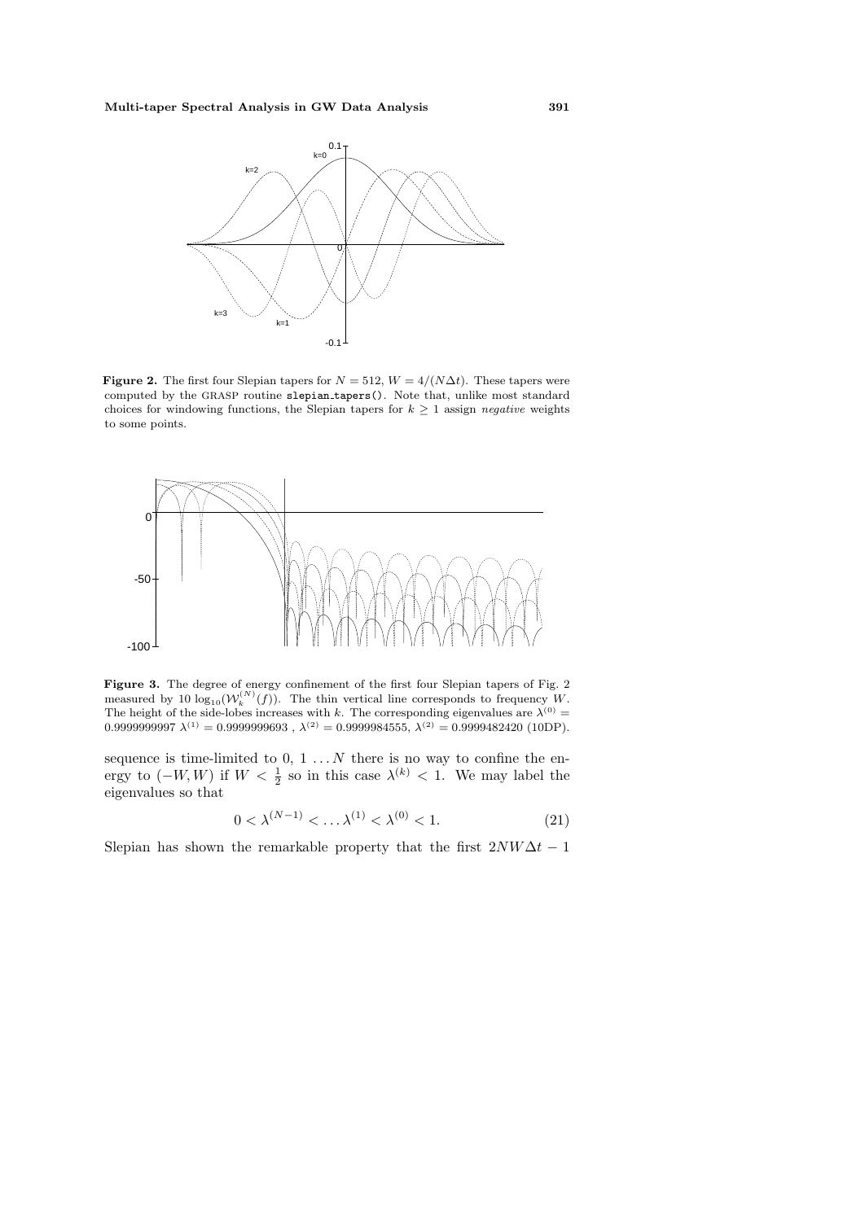**Figure 2.** The first four Slepian tapers for $N = 512$, $W = 4/(N\Delta t)$. These tapers were computed by the GRASP routine `slepian_tapers()`. Note that, unlike most standard choices for windowing functions, the Slepian tapers for $k \geq 1$ assign *negative* weights to some points.

**Figure 3.** The degree of energy confinement of the first four Slepian tapers of Fig. 2 measured by $10\log_{10}(\mathcal{W}_k^{(N)}(f))$. The thin vertical line corresponds to frequency $W$. The height of the side-lobes increases with $k$. The corresponding eigenvalues are $\lambda^{(0)} = 0.9999999997$ $\lambda^{(1)} = 0.9999999693$ , $\lambda^{(2)} = 0.9999984555$, $\lambda^{(2)} = 0.9999482420$ (10DP).

sequence is time-limited to $0, 1 \ldots N$ there is no way to confine the energy to $(-W, W)$ if $W < \frac{1}{2}$ so in this case $\lambda^{(k)} < 1$. We may label the eigenvalues so that

$$0 < \lambda^{(N-1)} < \ldots \lambda^{(1)} < \lambda^{(0)} < 1. \tag{21}$$

Slepian has shown the remarkable property that the first $2NW\Delta t - 1$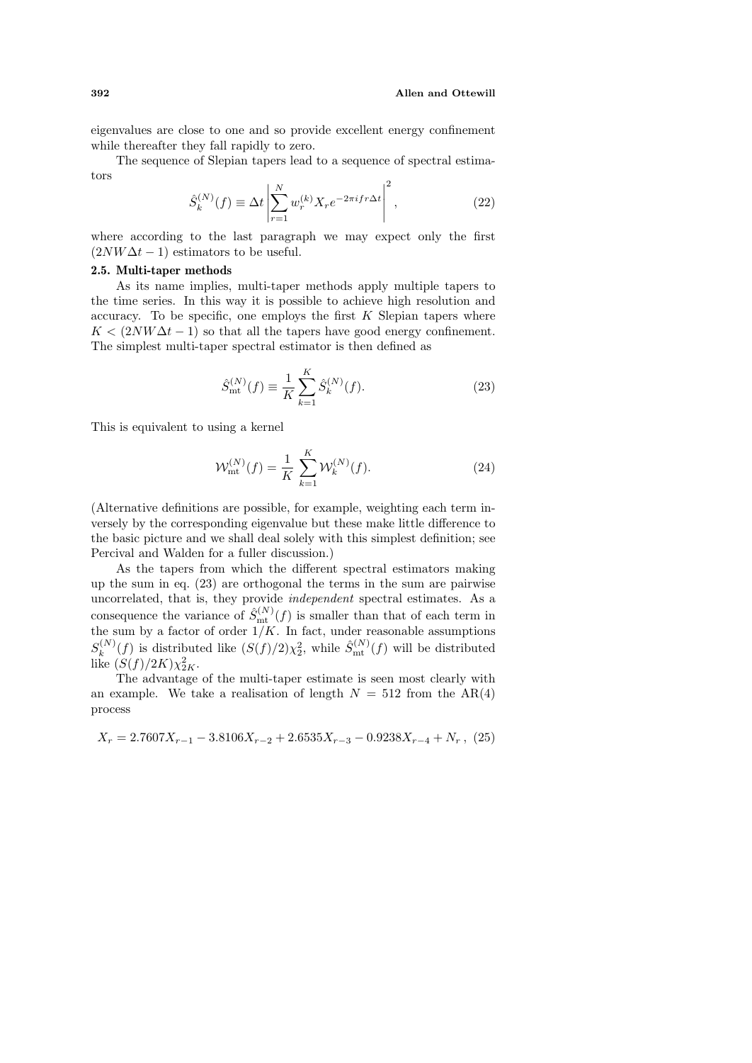eigenvalues are close to one and so provide excellent energy confinement while thereafter they fall rapidly to zero.

The sequence of Slepian tapers lead to a sequence of spectral estimators

$$\hat{S}_k^{(N)}(f) \equiv \Delta t \left| \sum_{r=1}^{N} w_r^{(k)} X_r e^{-2\pi i f r \Delta t} \right|^2 , \tag{22}$$

where according to the last paragraph we may expect only the first $(2NW\Delta t - 1)$ estimators to be useful.

### 2.5. Multi-taper methods

As its name implies, multi-taper methods apply multiple tapers to the time series. In this way it is possible to achieve high resolution and accuracy. To be specific, one employs the first $K$ Slepian tapers where $K < (2NW\Delta t - 1)$ so that all the tapers have good energy confinement. The simplest multi-taper spectral estimator is then defined as

$$\hat{S}_{\rm mt}^{(N)}(f) \equiv \frac{1}{K} \sum_{k=1}^{K} \hat{S}_k^{(N)}(f). \tag{23}$$

This is equivalent to using a kernel

$$\mathcal{W}_{\rm mt}^{(N)}(f) = \frac{1}{K} \sum_{k=1}^{K} \mathcal{W}_k^{(N)}(f). \tag{24}$$

(Alternative definitions are possible, for example, weighting each term inversely by the corresponding eigenvalue but these make little difference to the basic picture and we shall deal solely with this simplest definition; see Percival and Walden for a fuller discussion.)

As the tapers from which the different spectral estimators making up the sum in eq. (23) are orthogonal the terms in the sum are pairwise uncorrelated, that is, they provide *independent* spectral estimates. As a consequence the variance of $\hat{S}_{\rm mt}^{(N)}(f)$ is smaller than that of each term in the sum by a factor of order $1/K$. In fact, under reasonable assumptions $S_k^{(N)}(f)$ is distributed like $(S(f)/2)\chi_2^2$, while $\hat{S}_{\rm mt}^{(N)}(f)$ will be distributed like $(S(f)/2K)\chi_{2K}^2$.

The advantage of the multi-taper estimate is seen most clearly with an example. We take a realisation of length $N = 512$ from the AR(4) process

$$X_r = 2.7607 X_{r-1} - 3.8106 X_{r-2} + 2.6535 X_{r-3} - 0.9238 X_{r-4} + N_r \, , \tag{25}$$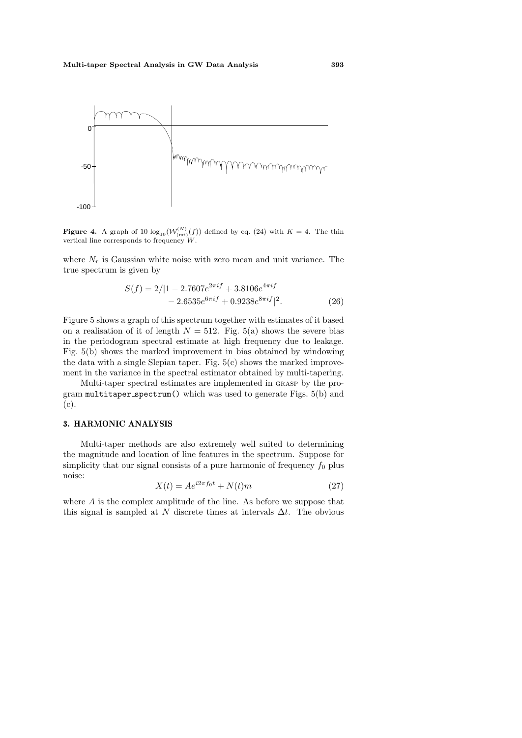**Figure 4.** A graph of $10\log_{10}(\mathcal{W}^{(N)}_{(\mathrm{mt})}(f))$ defined by eq. (24) with $K = 4$. The thin vertical line corresponds to frequency $W$.

where $N_r$ is Gaussian white noise with zero mean and unit variance. The true spectrum is given by

$$S(f) = 2/|1 - 2.7607e^{2\pi if} + 3.8106e^{4\pi if} - 2.6535e^{6\pi if} + 0.9238e^{8\pi if}|^2. \tag{26}$$

Figure 5 shows a graph of this spectrum together with estimates of it based on a realisation of it of length $N = 512$. Fig. 5(a) shows the severe bias in the periodogram spectral estimate at high frequency due to leakage. Fig. 5(b) shows the marked improvement in bias obtained by windowing the data with a single Slepian taper. Fig. 5(c) shows the marked improvement in the variance in the spectral estimator obtained by multi-tapering.

Multi-taper spectral estimates are implemented in GRASP by the program `multitaper_spectrum()` which was used to generate Figs. 5(b) and (c).

### 3. HARMONIC ANALYSIS

Multi-taper methods are also extremely well suited to determining the magnitude and location of line features in the spectrum. Suppose for simplicity that our signal consists of a pure harmonic of frequency $f_0$ plus noise:

$$X(t) = Ae^{i2\pi f_0 t} + N(t)m \tag{27}$$

where $A$ is the complex amplitude of the line. As before we suppose that this signal is sampled at $N$ discrete times at intervals $\Delta t$. The obvious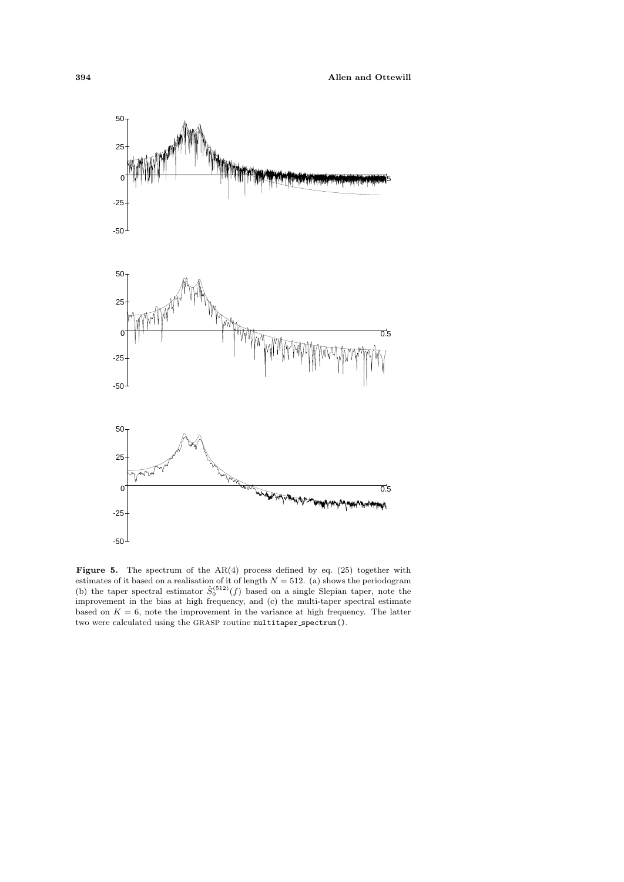**Figure 5.** The spectrum of the AR(4) process defined by eq. (25) together with estimates of it based on a realisation of it of length $N = 512$. (a) shows the periodogram (b) the taper spectral estimator $\hat{S}_0^{(512)}(f)$ based on a single Slepian taper, note the improvement in the bias at high frequency, and (c) the multi-taper spectral estimate based on $K = 6$, note the improvement in the variance at high frequency. The latter two were calculated using the GRASP routine `multitaper_spectrum()`.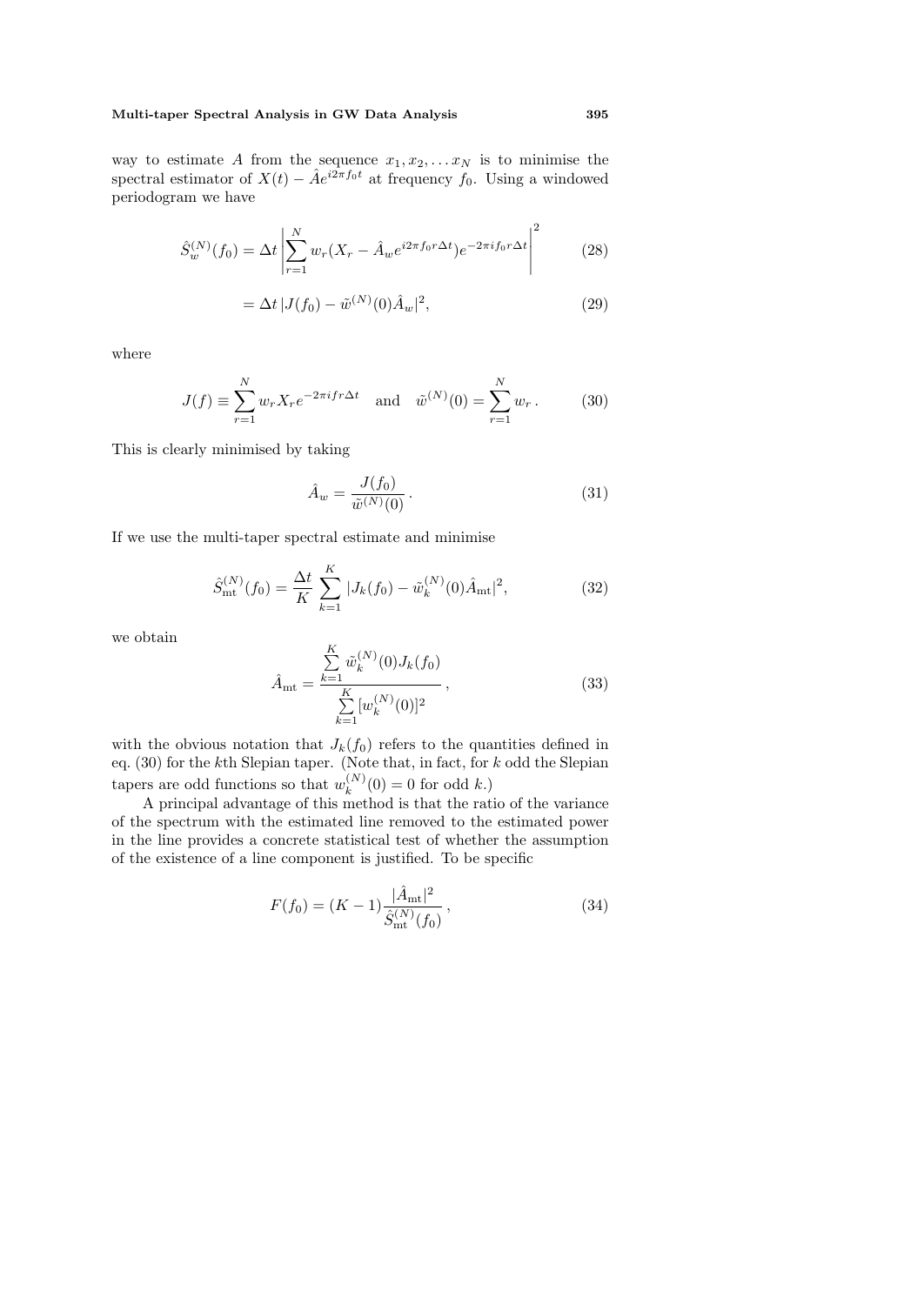way to estimate $A$ from the sequence $x_1, x_2, \ldots x_N$ is to minimise the spectral estimator of $X(t) - \hat{A}e^{i2\pi f_0 t}$ at frequency $f_0$. Using a windowed periodogram we have

$$\hat{S}_w^{(N)}(f_0) = \Delta t \left| \sum_{r=1}^{N} w_r (X_r - \hat{A}_w e^{i2\pi f_0 r \Delta t}) e^{-2\pi i f_0 r \Delta t} \right|^2 \tag{28}$$

$$= \Delta t \, |J(f_0) - \tilde{w}^{(N)}(0) \hat{A}_w|^2, \tag{29}$$

where

$$J(f) \equiv \sum_{r=1}^{N} w_r X_r e^{-2\pi i f r \Delta t} \quad \text{and} \quad \tilde{w}^{(N)}(0) = \sum_{r=1}^{N} w_r \,. \tag{30}$$

This is clearly minimised by taking

$$\hat{A}_w = \frac{J(f_0)}{\tilde{w}^{(N)}(0)} \,. \tag{31}$$

If we use the multi-taper spectral estimate and minimise

$$\hat{S}_{\rm mt}^{(N)}(f_0) = \frac{\Delta t}{K} \sum_{k=1}^{K} |J_k(f_0) - \tilde{w}_k^{(N)}(0) \hat{A}_{\rm mt}|^2, \tag{32}$$

we obtain

$$\hat{A}_{\rm mt} = \frac{\sum\limits_{k=1}^{K} \tilde{w}_k^{(N)}(0) J_k(f_0)}{\sum\limits_{k=1}^{K} [w_k^{(N)}(0)]^2} \,, \tag{33}$$

with the obvious notation that $J_k(f_0)$ refers to the quantities defined in eq. (30) for the $k$th Slepian taper. (Note that, in fact, for $k$ odd the Slepian tapers are odd functions so that $w_k^{(N)}(0) = 0$ for odd $k$.)

A principal advantage of this method is that the ratio of the variance of the spectrum with the estimated line removed to the estimated power in the line provides a concrete statistical test of whether the assumption of the existence of a line component is justified. To be specific

$$F(f_0) = (K-1) \frac{|\hat{A}_{\rm mt}|^2}{\hat{S}_{\rm mt}^{(N)}(f_0)} \,, \tag{34}$$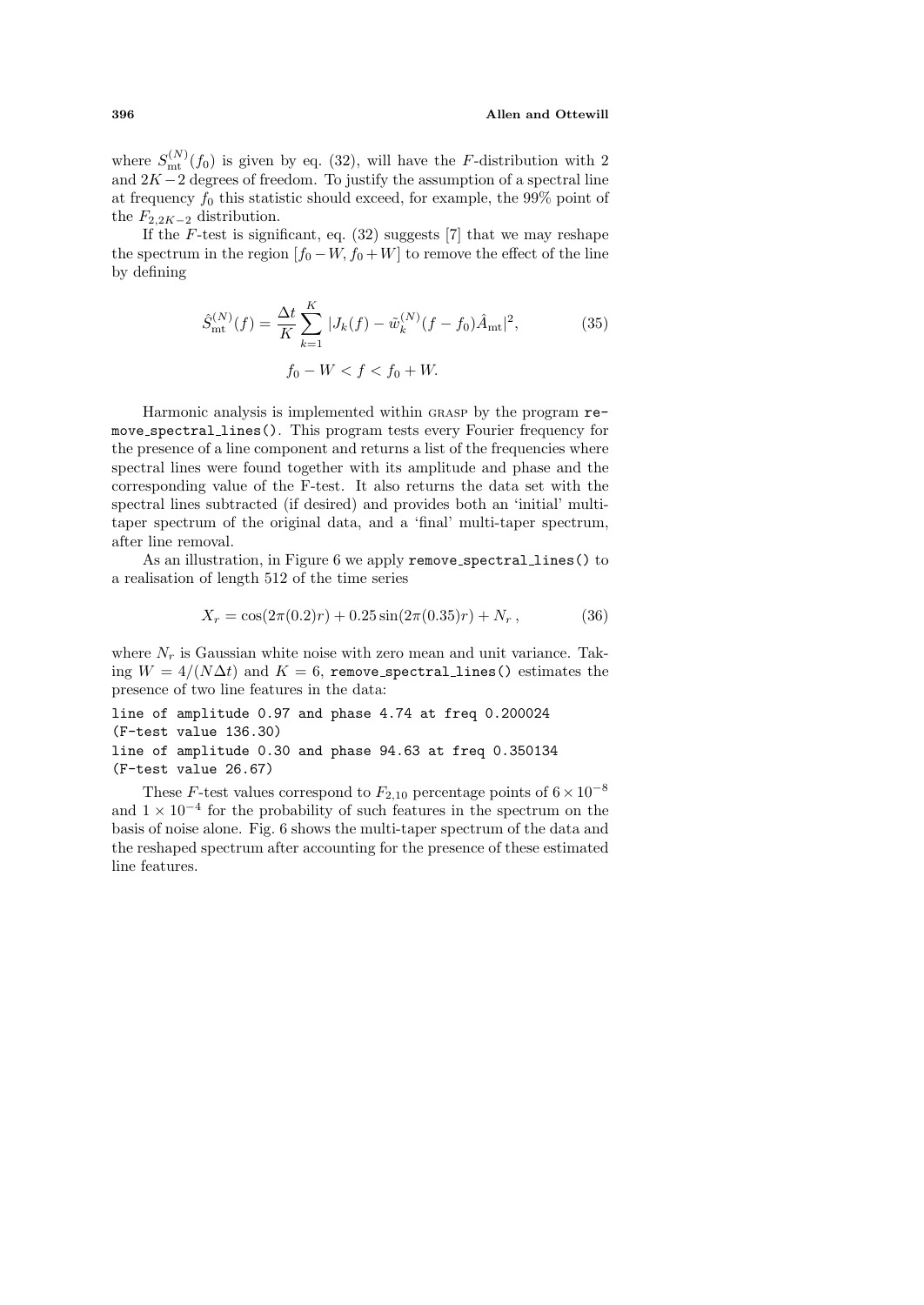where $S_{\rm mt}^{(N)}(f_0)$ is given by eq. (32), will have the $F$-distribution with 2 and $2K-2$ degrees of freedom. To justify the assumption of a spectral line at frequency $f_0$ this statistic should exceed, for example, the 99% point of the $F_{2,2K-2}$ distribution.

If the $F$-test is significant, eq. (32) suggests [7] that we may reshape the spectrum in the region $[f_0 - W, f_0 + W]$ to remove the effect of the line by defining

$$\hat{S}_{\rm mt}^{(N)}(f) = \frac{\Delta t}{K} \sum_{k=1}^{K} |J_k(f) - \tilde{w}_k^{(N)}(f - f_0)\hat{A}_{\rm mt}|^2, \tag{35}$$

$$f_0 - W < f < f_0 + W.$$

Harmonic analysis is implemented within GRASP by the program `remove_spectral_lines()`. This program tests every Fourier frequency for the presence of a line component and returns a list of the frequencies where spectral lines were found together with its amplitude and phase and the corresponding value of the F-test. It also returns the data set with the spectral lines subtracted (if desired) and provides both an 'initial' multi-taper spectrum of the original data, and a 'final' multi-taper spectrum, after line removal.

As an illustration, in Figure 6 we apply `remove_spectral_lines()` to a realisation of length 512 of the time series

$$X_r = \cos(2\pi(0.2)r) + 0.25\sin(2\pi(0.35)r) + N_r\,, \tag{36}$$

where $N_r$ is Gaussian white noise with zero mean and unit variance. Taking $W = 4/(N\Delta t)$ and $K = 6$, `remove_spectral_lines()` estimates the presence of two line features in the data:

```
line of amplitude 0.97 and phase 4.74 at freq 0.200024
(F-test value 136.30)
line of amplitude 0.30 and phase 94.63 at freq 0.350134
(F-test value 26.67)
```

These $F$-test values correspond to $F_{2,10}$ percentage points of $6 \times 10^{-8}$ and $1 \times 10^{-4}$ for the probability of such features in the spectrum on the basis of noise alone. Fig. 6 shows the multi-taper spectrum of the data and the reshaped spectrum after accounting for the presence of these estimated line features.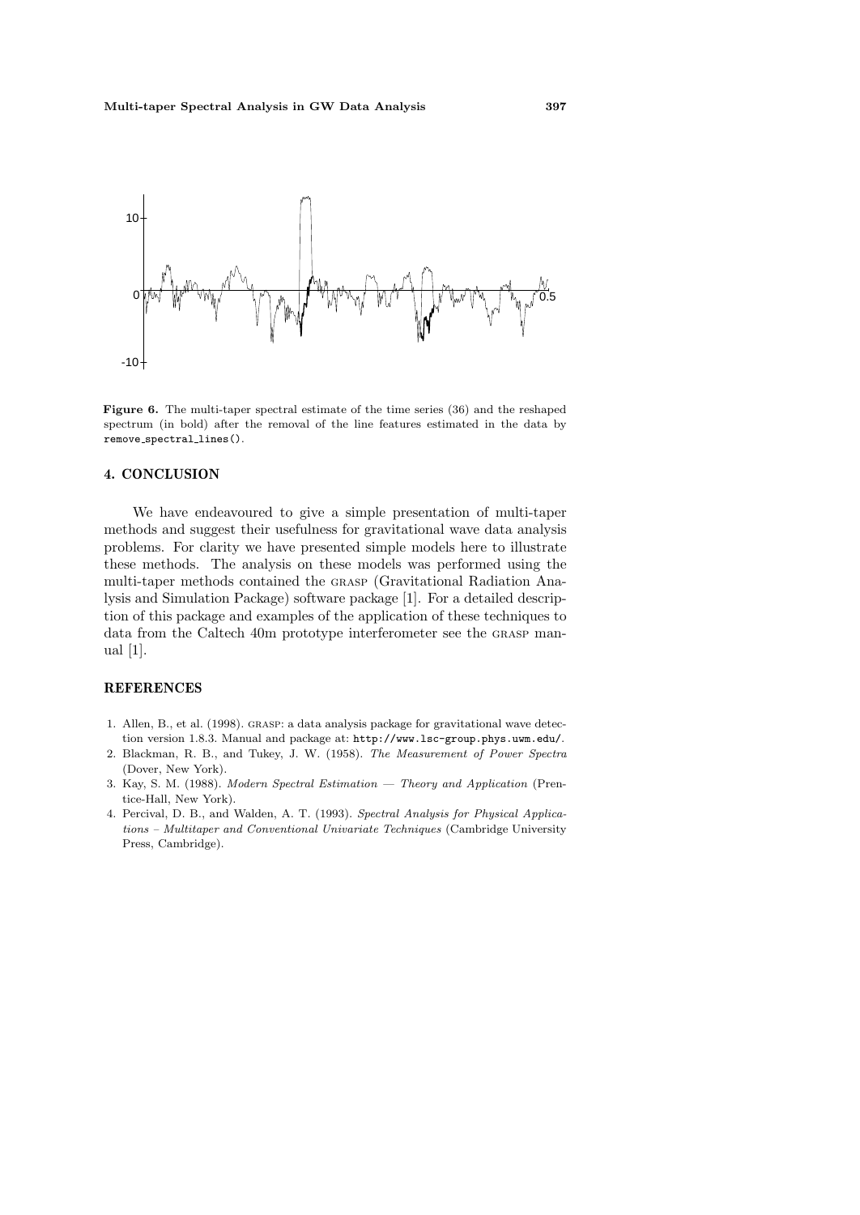**Figure 6.** The multi-taper spectral estimate of the time series (36) and the reshaped spectrum (in bold) after the removal of the line features estimated in the data by `remove_spectral_lines()`.

## 4. CONCLUSION

We have endeavoured to give a simple presentation of multi-taper methods and suggest their usefulness for gravitational wave data analysis problems. For clarity we have presented simple models here to illustrate these methods. The analysis on these models was performed using the multi-taper methods contained the GRASP (Gravitational Radiation Analysis and Simulation Package) software package [1]. For a detailed description of this package and examples of the application of these techniques to data from the Caltech 40m prototype interferometer see the GRASP manual [1].

## REFERENCES

1. Allen, B., et al. (1998). GRASP: a data analysis package for gravitational wave detection version 1.8.3. Manual and package at: `http://www.lsc-group.phys.uwm.edu/`.
2. Blackman, R. B., and Tukey, J. W. (1958). *The Measurement of Power Spectra* (Dover, New York).
3. Kay, S. M. (1988). *Modern Spectral Estimation — Theory and Application* (Prentice-Hall, New York).
4. Percival, D. B., and Walden, A. T. (1993). *Spectral Analysis for Physical Applications – Multitaper and Conventional Univariate Techniques* (Cambridge University Press, Cambridge).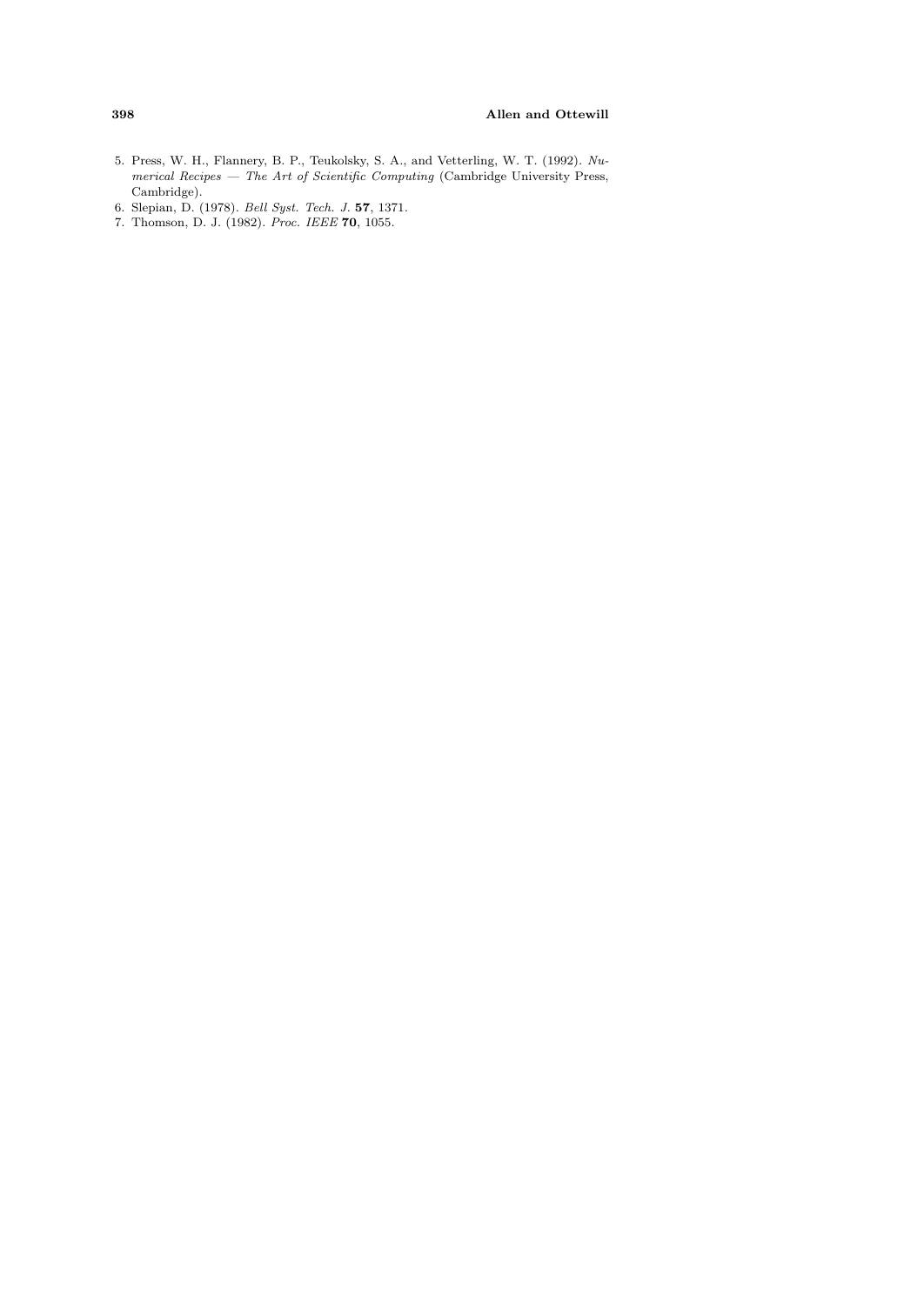5. Press, W. H., Flannery, B. P., Teukolsky, S. A., and Vetterling, W. T. (1992). *Numerical Recipes — The Art of Scientific Computing* (Cambridge University Press, Cambridge).
6. Slepian, D. (1978). *Bell Syst. Tech. J.* **57**, 1371.
7. Thomson, D. J. (1982). *Proc. IEEE* **70**, 1055.